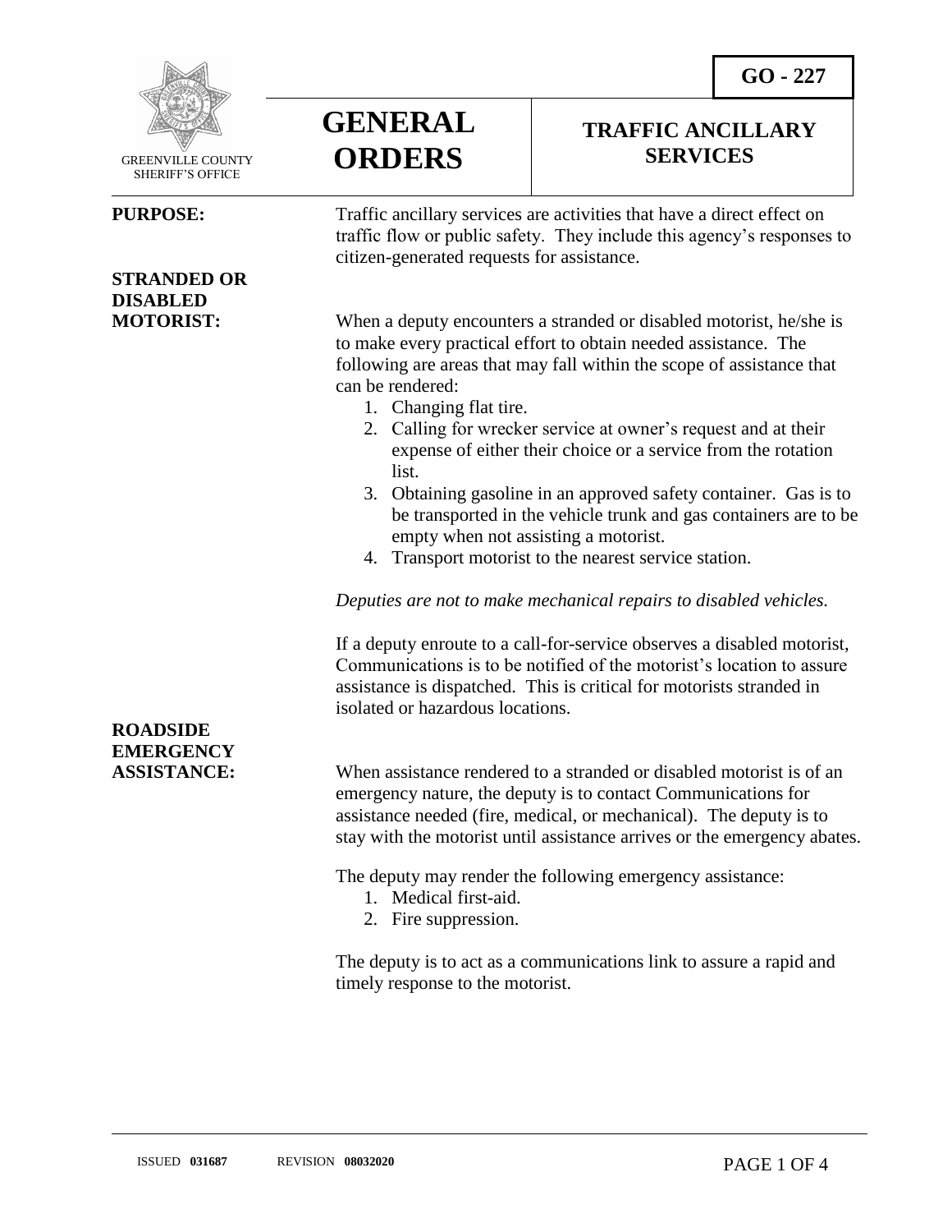GREENVILLE COUNTY SHERIFF'S OFFICE

# GENERAL ORDERS

## TRAFFIC ANCILLARY SERVICES

**GO - 227**

**PURPOSE:**

Traffic ancillary services are activities that have a direct effect on traffic flow or public safety. They include this agency's responses to citizen-generated requests for assistance.

**STRANDED OR DISABLED MOTORIST:**

When a deputy encounters a stranded or disabled motorist, he/she is to make every practical effort to obtain needed assistance. The following are areas that may fall within the scope of assistance that can be rendered:

1. Changing flat tire.
2. Calling for wrecker service at owner's request and at their expense of either their choice or a service from the rotation list.
3. Obtaining gasoline in an approved safety container. Gas is to be transported in the vehicle trunk and gas containers are to be empty when not assisting a motorist.
4. Transport motorist to the nearest service station.

*Deputies are not to make mechanical repairs to disabled vehicles.*

If a deputy enroute to a call-for-service observes a disabled motorist, Communications is to be notified of the motorist's location to assure assistance is dispatched. This is critical for motorists stranded in isolated or hazardous locations.

**ROADSIDE EMERGENCY ASSISTANCE:**

When assistance rendered to a stranded or disabled motorist is of an emergency nature, the deputy is to contact Communications for assistance needed (fire, medical, or mechanical). The deputy is to stay with the motorist until assistance arrives or the emergency abates.

The deputy may render the following emergency assistance:

1. Medical first-aid.
2. Fire suppression.

The deputy is to act as a communications link to assure a rapid and timely response to the motorist.

ISSUED **031687** REVISION **08032020**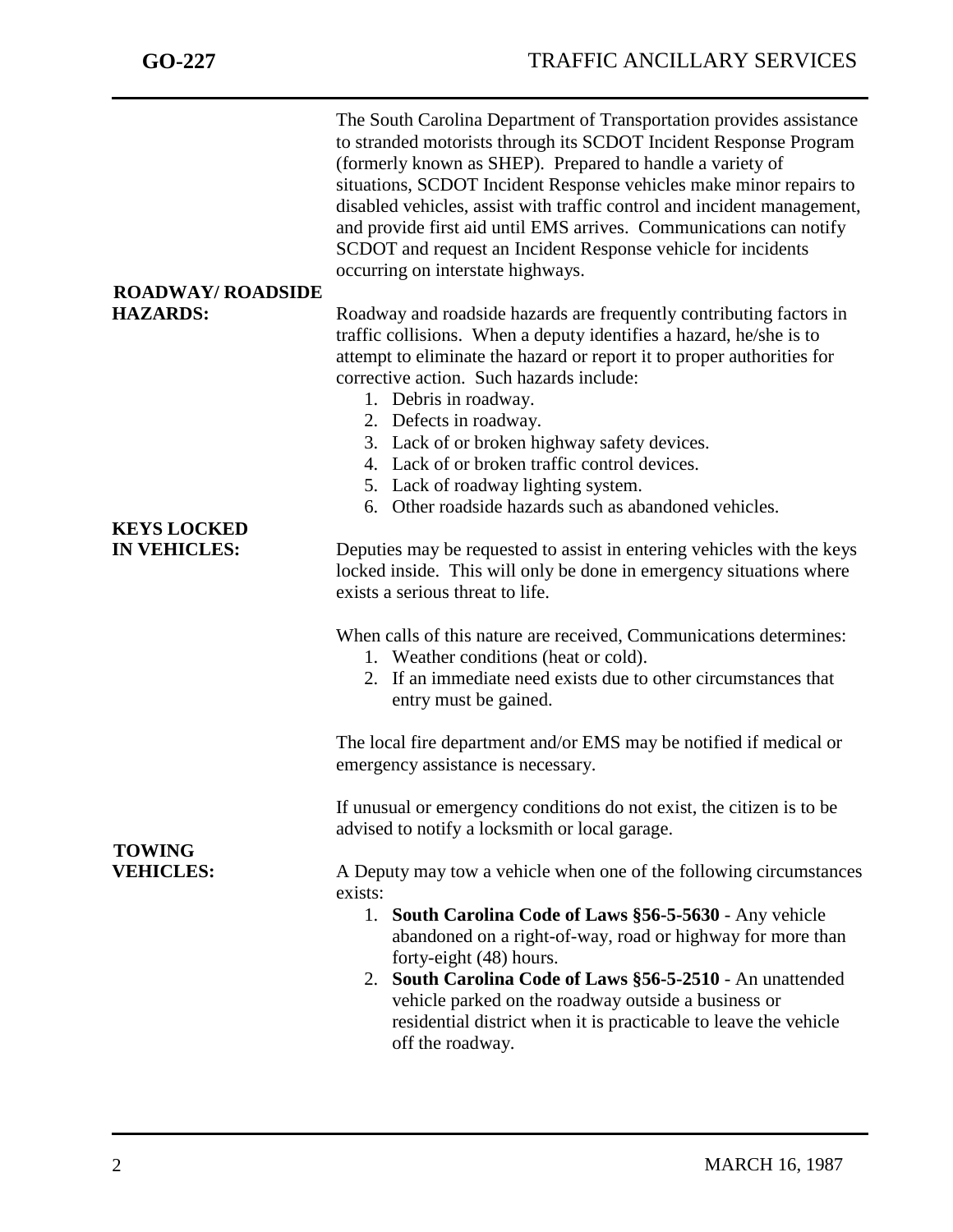The South Carolina Department of Transportation provides assistance to stranded motorists through its SCDOT Incident Response Program (formerly known as SHEP). Prepared to handle a variety of situations, SCDOT Incident Response vehicles make minor repairs to disabled vehicles, assist with traffic control and incident management, and provide first aid until EMS arrives. Communications can notify SCDOT and request an Incident Response vehicle for incidents occurring on interstate highways.

**ROADWAY/ ROADSIDE HAZARDS:**

Roadway and roadside hazards are frequently contributing factors in traffic collisions. When a deputy identifies a hazard, he/she is to attempt to eliminate the hazard or report it to proper authorities for corrective action. Such hazards include:

1. Debris in roadway.
2. Defects in roadway.
3. Lack of or broken highway safety devices.
4. Lack of or broken traffic control devices.
5. Lack of roadway lighting system.
6. Other roadside hazards such as abandoned vehicles.

**KEYS LOCKED IN VEHICLES:**

Deputies may be requested to assist in entering vehicles with the keys locked inside. This will only be done in emergency situations where exists a serious threat to life.

When calls of this nature are received, Communications determines:

1. Weather conditions (heat or cold).
2. If an immediate need exists due to other circumstances that entry must be gained.

The local fire department and/or EMS may be notified if medical or emergency assistance is necessary.

If unusual or emergency conditions do not exist, the citizen is to be advised to notify a locksmith or local garage.

**TOWING VEHICLES:**

A Deputy may tow a vehicle when one of the following circumstances exists:

1. **South Carolina Code of Laws §56-5-5630** - Any vehicle abandoned on a right-of-way, road or highway for more than forty-eight (48) hours.
2. **South Carolina Code of Laws §56-5-2510** - An unattended vehicle parked on the roadway outside a business or residential district when it is practicable to leave the vehicle off the roadway.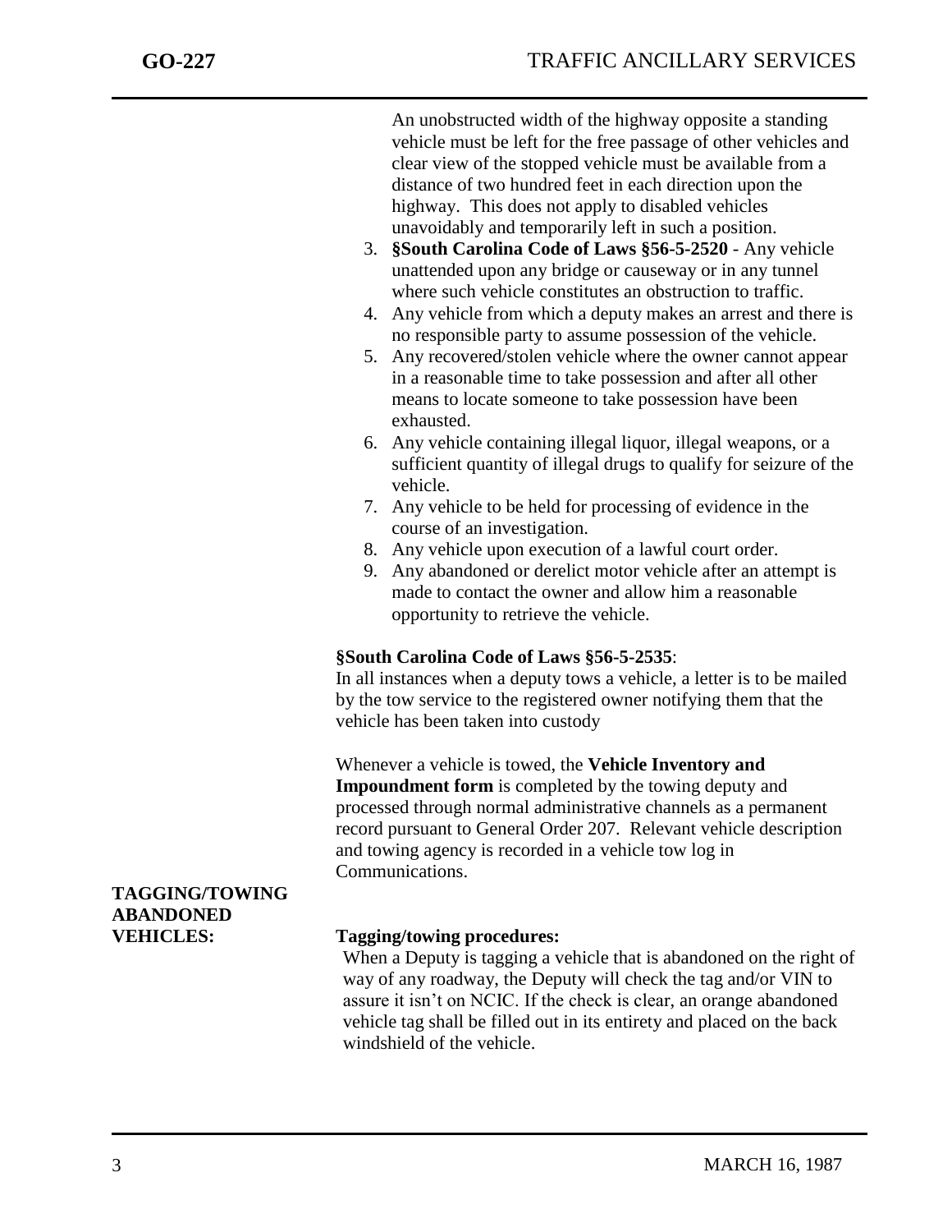An unobstructed width of the highway opposite a standing vehicle must be left for the free passage of other vehicles and clear view of the stopped vehicle must be available from a distance of two hundred feet in each direction upon the highway. This does not apply to disabled vehicles unavoidably and temporarily left in such a position.

3. **§South Carolina Code of Laws §56-5-2520** - Any vehicle unattended upon any bridge or causeway or in any tunnel where such vehicle constitutes an obstruction to traffic.
4. Any vehicle from which a deputy makes an arrest and there is no responsible party to assume possession of the vehicle.
5. Any recovered/stolen vehicle where the owner cannot appear in a reasonable time to take possession and after all other means to locate someone to take possession have been exhausted.
6. Any vehicle containing illegal liquor, illegal weapons, or a sufficient quantity of illegal drugs to qualify for seizure of the vehicle.
7. Any vehicle to be held for processing of evidence in the course of an investigation.
8. Any vehicle upon execution of a lawful court order.
9. Any abandoned or derelict motor vehicle after an attempt is made to contact the owner and allow him a reasonable opportunity to retrieve the vehicle.

**§South Carolina Code of Laws §56-5-2535**:
In all instances when a deputy tows a vehicle, a letter is to be mailed by the tow service to the registered owner notifying them that the vehicle has been taken into custody

Whenever a vehicle is towed, the **Vehicle Inventory and Impoundment form** is completed by the towing deputy and processed through normal administrative channels as a permanent record pursuant to General Order 207. Relevant vehicle description and towing agency is recorded in a vehicle tow log in Communications.

## TAGGING/TOWING ABANDONED VEHICLES:

**Tagging/towing procedures:**

When a Deputy is tagging a vehicle that is abandoned on the right of way of any roadway, the Deputy will check the tag and/or VIN to assure it isn't on NCIC. If the check is clear, an orange abandoned vehicle tag shall be filled out in its entirety and placed on the back windshield of the vehicle.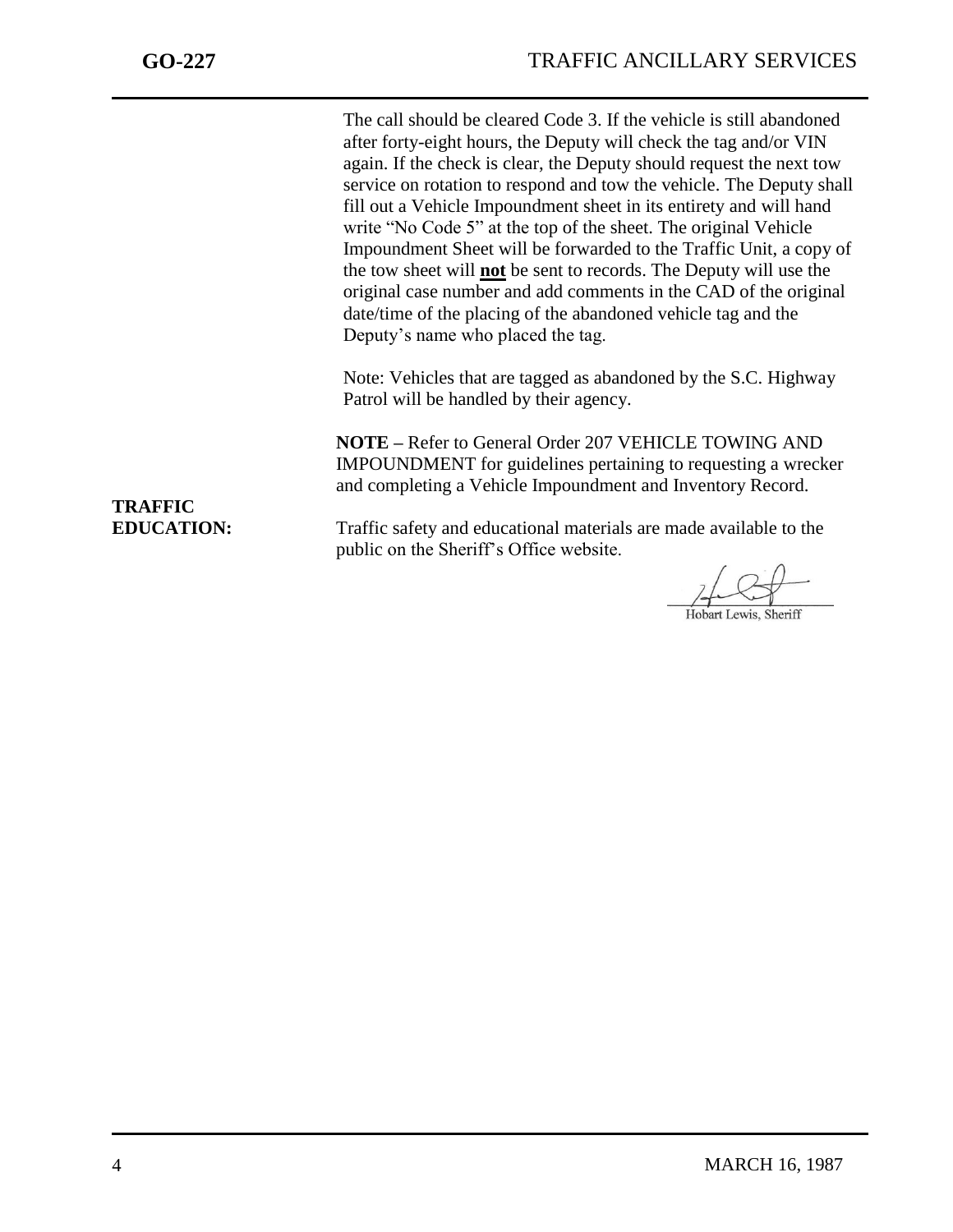The call should be cleared Code 3. If the vehicle is still abandoned after forty-eight hours, the Deputy will check the tag and/or VIN again. If the check is clear, the Deputy should request the next tow service on rotation to respond and tow the vehicle. The Deputy shall fill out a Vehicle Impoundment sheet in its entirety and will hand write "No Code 5" at the top of the sheet. The original Vehicle Impoundment Sheet will be forwarded to the Traffic Unit, a copy of the tow sheet will **not** be sent to records. The Deputy will use the original case number and add comments in the CAD of the original date/time of the placing of the abandoned vehicle tag and the Deputy's name who placed the tag.

Note: Vehicles that are tagged as abandoned by the S.C. Highway Patrol will be handled by their agency.

**NOTE –** Refer to General Order 207 VEHICLE TOWING AND IMPOUNDMENT for guidelines pertaining to requesting a wrecker and completing a Vehicle Impoundment and Inventory Record.

**TRAFFIC EDUCATION:** Traffic safety and educational materials are made available to the public on the Sheriff's Office website.

Hobart Lewis, Sheriff